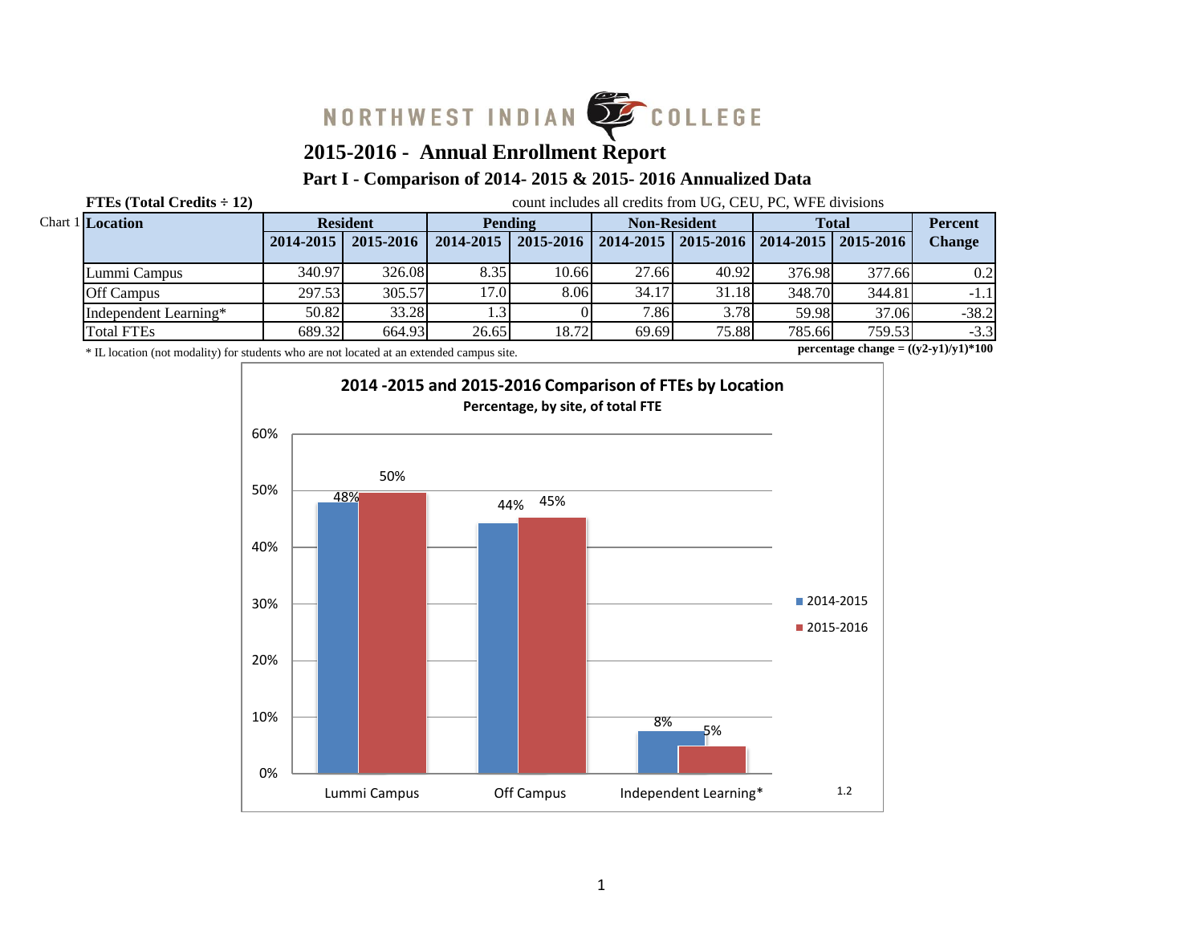NORTHWEST INDIAN COLLEGE

# 2015-2016 - Annual Enrollment Report

## Part I - Comparison of 2014- 2015 & 2015- 2016 Annualized Data

**FTEs (Total Credits ÷ 12)** count includes all credits from UG, CEU, PC, WFE divisions

Chart 1

| Location | Resident | | Pending | | Non-Resident | | Total | | Percent Change |
|---|---|---|---|---|---|---|---|---|---|
| | 2014-2015 | 2015-2016 | 2014-2015 | 2015-2016 | 2014-2015 | 2015-2016 | 2014-2015 | 2015-2016 | |
| Lummi Campus | 340.97 | 326.08 | 8.35 | 10.66 | 27.66 | 40.92 | 376.98 | 377.66 | 0.2 |
| Off Campus | 297.53 | 305.57 | 17.0 | 8.06 | 34.17 | 31.18 | 348.70 | 344.81 | -1.1 |
| Independent Learning* | 50.82 | 33.28 | 1.3 | 0 | 7.86 | 3.78 | 59.98 | 37.06 | -38.2 |
| Total FTEs | 689.32 | 664.93 | 26.65 | 18.72 | 69.69 | 75.88 | 785.66 | 759.53 | -3.3 |

\* IL location (not modality) for students who are not located at an extended campus site.

**percentage change = ((y2-y1)/y1)*100**

**2014 -2015 and 2015-2016 Comparison of FTEs by Location**
**Percentage, by site, of total FTE**

| Location | 2014-2015 | 2015-2016 |
|---|---|---|
| Lummi Campus | 48% | 50% |
| Off Campus | 44% | 45% |
| Independent Learning* | 8% | 5% |

1.2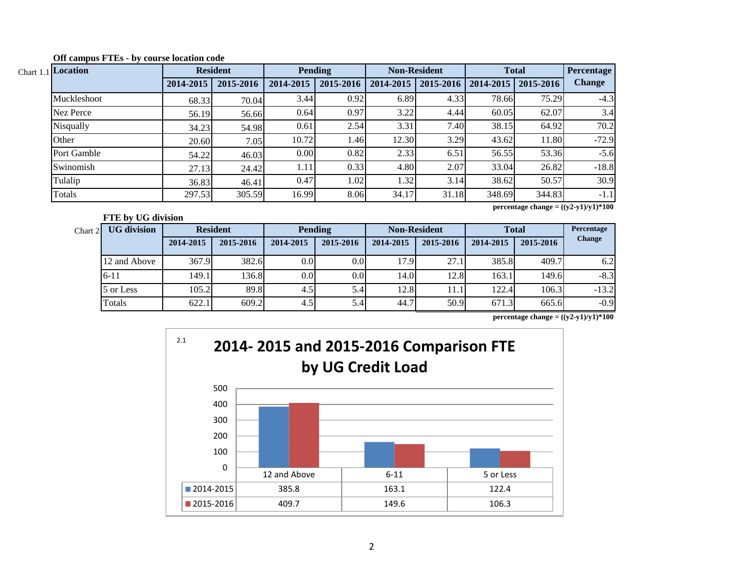**Off campus FTEs - by course location code**

Chart 1.1

| Location | Resident | | Pending | | Non-Resident | | Total | | Percentage Change |
|---|---|---|---|---|---|---|---|---|---|
| | 2014-2015 | 2015-2016 | 2014-2015 | 2015-2016 | 2014-2015 | 2015-2016 | 2014-2015 | 2015-2016 | |
| Muckleshoot | 68.33 | 70.04 | 3.44 | 0.92 | 6.89 | 4.33 | 78.66 | 75.29 | -4.3 |
| Nez Perce | 56.19 | 56.66 | 0.64 | 0.97 | 3.22 | 4.44 | 60.05 | 62.07 | 3.4 |
| Nisqually | 34.23 | 54.98 | 0.61 | 2.54 | 3.31 | 7.40 | 38.15 | 64.92 | 70.2 |
| Other | 20.60 | 7.05 | 10.72 | 1.46 | 12.30 | 3.29 | 43.62 | 11.80 | -72.9 |
| Port Gamble | 54.22 | 46.03 | 0.00 | 0.82 | 2.33 | 6.51 | 56.55 | 53.36 | -5.6 |
| Swinomish | 27.13 | 24.42 | 1.11 | 0.33 | 4.80 | 2.07 | 33.04 | 26.82 | -18.8 |
| Tulalip | 36.83 | 46.41 | 0.47 | 1.02 | 1.32 | 3.14 | 38.62 | 50.57 | 30.9 |
| Totals | 297.53 | 305.59 | 16.99 | 8.06 | 34.17 | 31.18 | 348.69 | 344.83 | -1.1 |

**percentage change = ((y2-y1)/y1)*100**

**FTE by UG division**

Chart 2

| UG division | Resident | | Pending | | Non-Resident | | Total | | Percentage Change |
|---|---|---|---|---|---|---|---|---|---|
| | 2014-2015 | 2015-2016 | 2014-2015 | 2015-2016 | 2014-2015 | 2015-2016 | 2014-2015 | 2015-2016 | |
| 12 and Above | 367.9 | 382.6 | 0.0 | 0.0 | 17.9 | 27.1 | 385.8 | 409.7 | 6.2 |
| 6-11 | 149.1 | 136.8 | 0.0 | 0.0 | 14.0 | 12.8 | 163.1 | 149.6 | -8.3 |
| 5 or Less | 105.2 | 89.8 | 4.5 | 5.4 | 12.8 | 11.1 | 122.4 | 106.3 | -13.2 |
| Totals | 622.1 | 609.2 | 4.5 | 5.4 | 44.7 | 50.9 | 671.3 | 665.6 | -0.9 |

**percentage change = ((y2-y1)/y1)*100**

2.1

**2014- 2015 and 2015-2016 Comparison FTE by UG Credit Load**

| | 12 and Above | 6-11 | 5 or Less |
|---|---|---|---|
| 2014-2015 | 385.8 | 163.1 | 122.4 |
| 2015-2016 | 409.7 | 149.6 | 106.3 |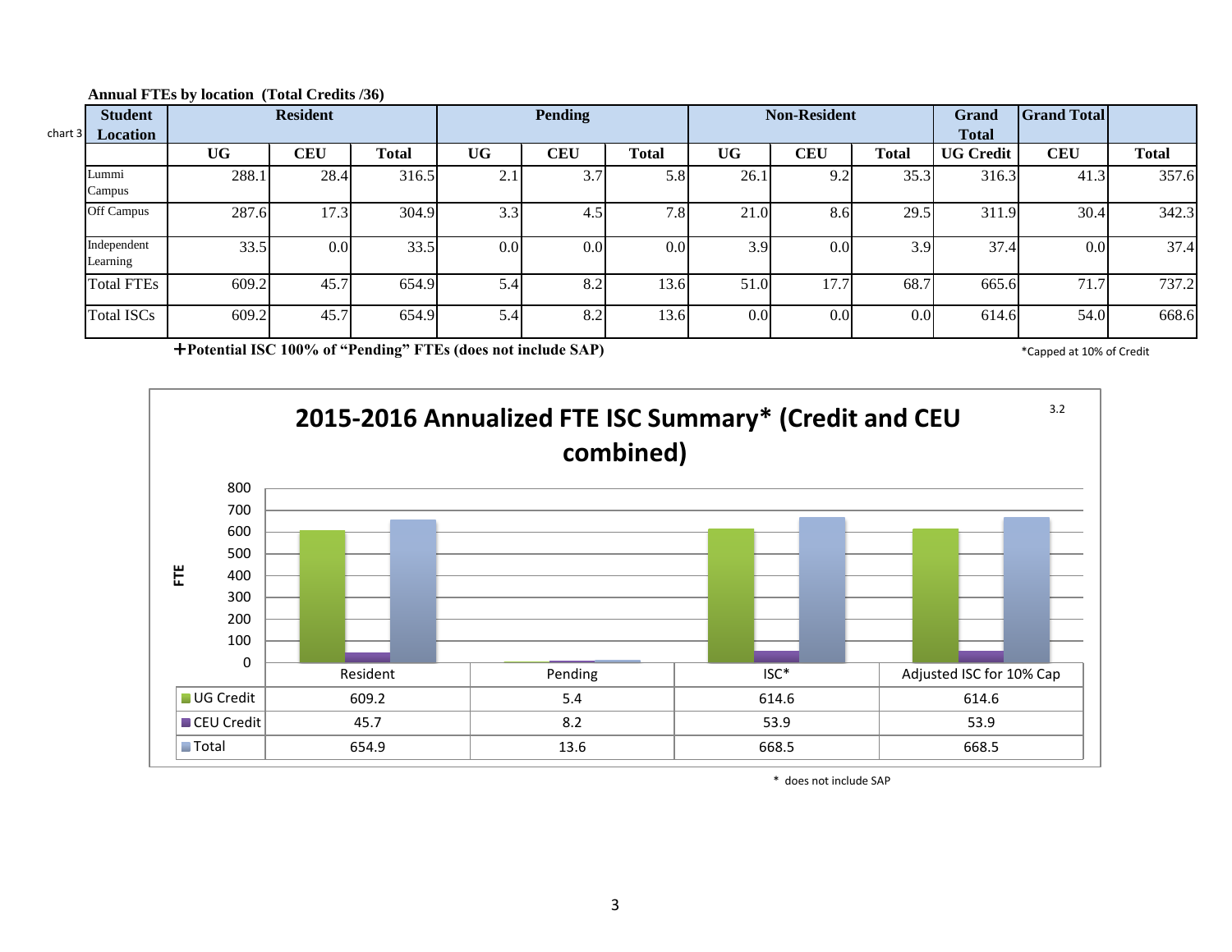**Annual FTEs by location (Total Credits /36)**

chart 3

| Student Location | Resident | | | Pending | | | Non-Resident | | | Grand Total | Grand Total | |
|---|---|---|---|---|---|---|---|---|---|---|---|---|
| | UG | CEU | Total | UG | CEU | Total | UG | CEU | Total | UG Credit | CEU | Total |
| Lummi Campus | 288.1 | 28.4 | 316.5 | 2.1 | 3.7 | 5.8 | 26.1 | 9.2 | 35.3 | 316.3 | 41.3 | 357.6 |
| Off Campus | 287.6 | 17.3 | 304.9 | 3.3 | 4.5 | 7.8 | 21.0 | 8.6 | 29.5 | 311.9 | 30.4 | 342.3 |
| Independent Learning | 33.5 | 0.0 | 33.5 | 0.0 | 0.0 | 0.0 | 3.9 | 0.0 | 3.9 | 37.4 | 0.0 | 37.4 |
| Total FTEs | 609.2 | 45.7 | 654.9 | 5.4 | 8.2 | 13.6 | 51.0 | 17.7 | 68.7 | 665.6 | 71.7 | 737.2 |
| Total ISCs | 609.2 | 45.7 | 654.9 | 5.4 | 8.2 | 13.6 | 0.0 | 0.0 | 0.0 | 614.6 | 54.0 | 668.6 |

**+Potential ISC 100% of "Pending" FTEs (does not include SAP)**

*Capped at 10% of Credit

3.2

## 2015-2016 Annualized FTE ISC Summary* (Credit and CEU combined)

| | Resident | Pending | ISC* | Adjusted ISC for 10% Cap |
|---|---|---|---|---|
| UG Credit | 609.2 | 5.4 | 614.6 | 614.6 |
| CEU Credit | 45.7 | 8.2 | 53.9 | 53.9 |
| Total | 654.9 | 13.6 | 668.5 | 668.5 |

\* does not include SAP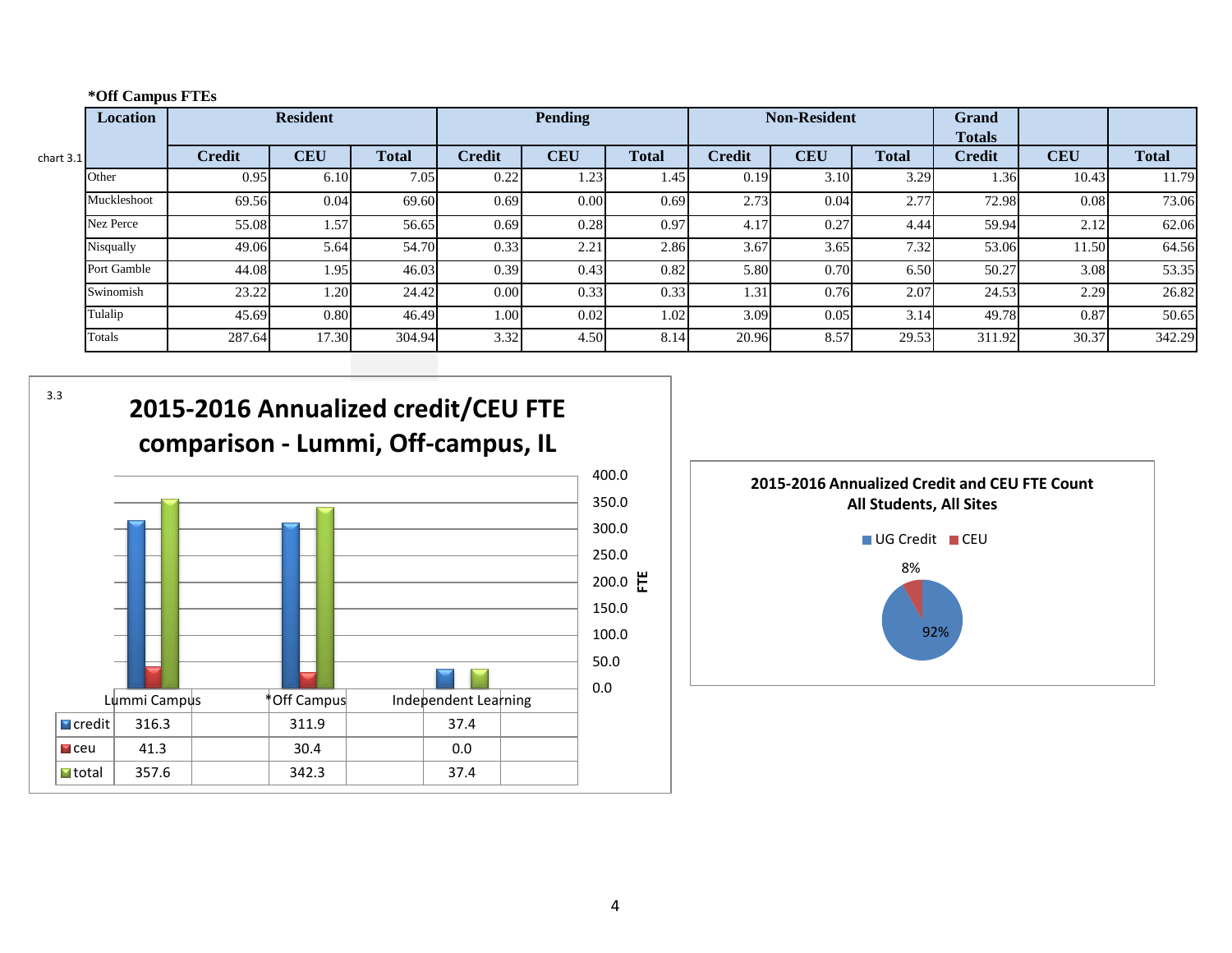**\*Off Campus FTEs**

chart 3.1

| Location | Resident | | | Pending | | | Non-Resident | | | Grand Totals | | |
|---|---|---|---|---|---|---|---|---|---|---|---|---|
| | Credit | CEU | Total | Credit | CEU | Total | Credit | CEU | Total | Credit | CEU | Total |
| Other | 0.95 | 6.10 | 7.05 | 0.22 | 1.23 | 1.45 | 0.19 | 3.10 | 3.29 | 1.36 | 10.43 | 11.79 |
| Muckleshoot | 69.56 | 0.04 | 69.60 | 0.69 | 0.00 | 0.69 | 2.73 | 0.04 | 2.77 | 72.98 | 0.08 | 73.06 |
| Nez Perce | 55.08 | 1.57 | 56.65 | 0.69 | 0.28 | 0.97 | 4.17 | 0.27 | 4.44 | 59.94 | 2.12 | 62.06 |
| Nisqually | 49.06 | 5.64 | 54.70 | 0.33 | 2.21 | 2.86 | 3.67 | 3.65 | 7.32 | 53.06 | 11.50 | 64.56 |
| Port Gamble | 44.08 | 1.95 | 46.03 | 0.39 | 0.43 | 0.82 | 5.80 | 0.70 | 6.50 | 50.27 | 3.08 | 53.35 |
| Swinomish | 23.22 | 1.20 | 24.42 | 0.00 | 0.33 | 0.33 | 1.31 | 0.76 | 2.07 | 24.53 | 2.29 | 26.82 |
| Tulalip | 45.69 | 0.80 | 46.49 | 1.00 | 0.02 | 1.02 | 3.09 | 0.05 | 3.14 | 49.78 | 0.87 | 50.65 |
| Totals | 287.64 | 17.30 | 304.94 | 3.32 | 4.50 | 8.14 | 20.96 | 8.57 | 29.53 | 311.92 | 30.37 | 342.29 |

3.3

**2015-2016 Annualized credit/CEU FTE comparison - Lummi, Off-campus, IL**

| | Lummi Campus | *Off Campus | Independent Learning |
|---|---|---|---|
| credit | 316.3 | 311.9 | 37.4 |
| ceu | 41.3 | 30.4 | 0.0 |
| total | 357.6 | 342.3 | 37.4 |

**2015-2016 Annualized Credit and CEU FTE Count All Students, All Sites**

UG Credit: 92%
CEU: 8%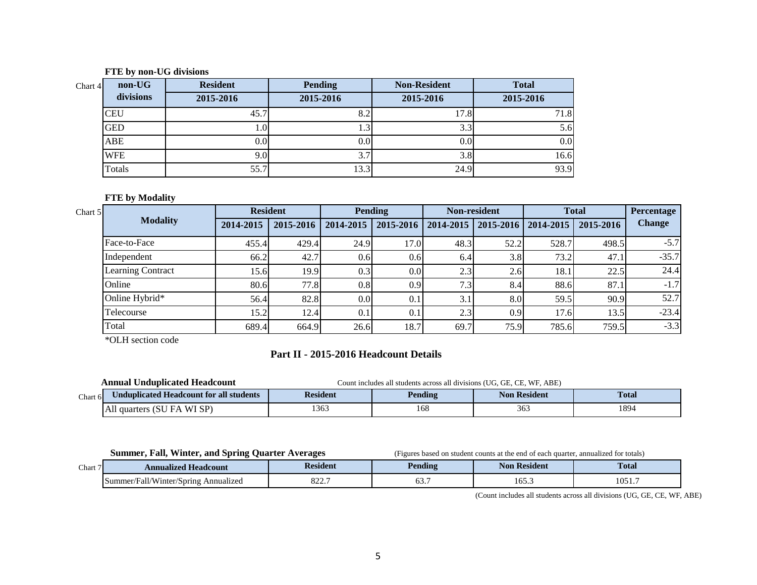**FTE by non-UG divisions**

Chart 4

| non-UG divisions | Resident 2015-2016 | Pending 2015-2016 | Non-Resident 2015-2016 | Total 2015-2016 |
|---|---|---|---|---|
| CEU | 45.7 | 8.2 | 17.8 | 71.8 |
| GED | 1.0 | 1.3 | 3.3 | 5.6 |
| ABE | 0.0 | 0.0 | 0.0 | 0.0 |
| WFE | 9.0 | 3.7 | 3.8 | 16.6 |
| Totals | 55.7 | 13.3 | 24.9 | 93.9 |

**FTE by Modality**

Chart 5

| Modality | Resident | | Pending | | Non-resident | | Total | | Percentage Change |
|---|---|---|---|---|---|---|---|---|---|
| | 2014-2015 | 2015-2016 | 2014-2015 | 2015-2016 | 2014-2015 | 2015-2016 | 2014-2015 | 2015-2016 | |
| Face-to-Face | 455.4 | 429.4 | 24.9 | 17.0 | 48.3 | 52.2 | 528.7 | 498.5 | -5.7 |
| Independent | 66.2 | 42.7 | 0.6 | 0.6 | 6.4 | 3.8 | 73.2 | 47.1 | -35.7 |
| Learning Contract | 15.6 | 19.9 | 0.3 | 0.0 | 2.3 | 2.6 | 18.1 | 22.5 | 24.4 |
| Online | 80.6 | 77.8 | 0.8 | 0.9 | 7.3 | 8.4 | 88.6 | 87.1 | -1.7 |
| Online Hybrid* | 56.4 | 82.8 | 0.0 | 0.1 | 3.1 | 8.0 | 59.5 | 90.9 | 52.7 |
| Telecourse | 15.2 | 12.4 | 0.1 | 0.1 | 2.3 | 0.9 | 17.6 | 13.5 | -23.4 |
| Total | 689.4 | 664.9 | 26.6 | 18.7 | 69.7 | 75.9 | 785.6 | 759.5 | -3.3 |

*OLH section code

## Part II - 2015-2016 Headcount Details

**Annual Unduplicated Headcount**

Count includes all students across all divisions (UG, GE, CE, WF, ABE)

Chart 6

| Unduplicated Headcount for all students | Resident | Pending | Non Resident | Total |
|---|---|---|---|---|
| All quarters (SU FA WI SP) | 1363 | 168 | 363 | 1894 |

**Summer, Fall, Winter, and Spring Quarter Averages**

(Figures based on student counts at the end of each quarter, annualized for totals)

Chart 7

| Annualized Headcount | Resident | Pending | Non Resident | Total |
|---|---|---|---|---|
| Summer/Fall/Winter/Spring Annualized | 822.7 | 63.7 | 165.3 | 1051.7 |

(Count includes all students across all divisions (UG, GE, CE, WF, ABE)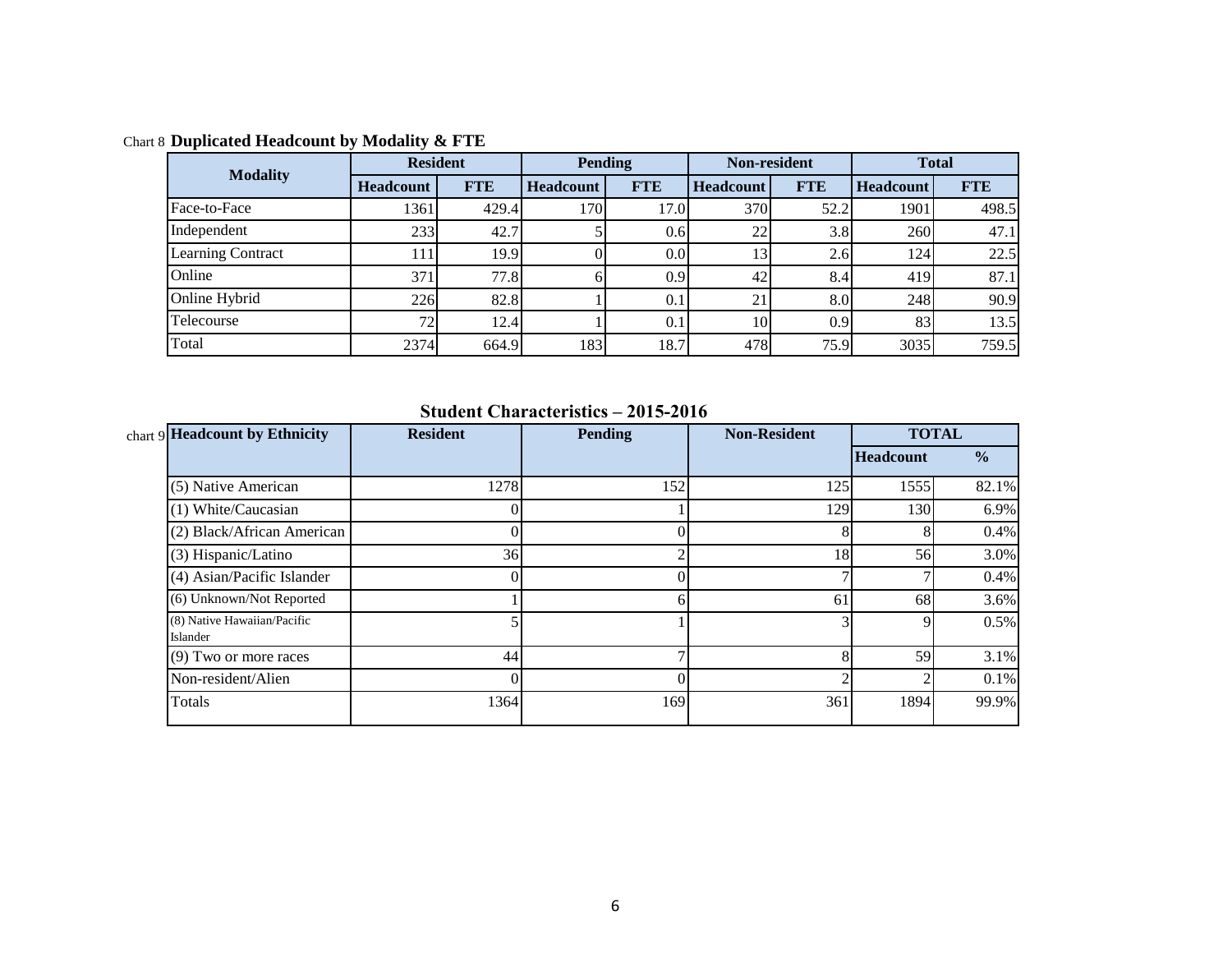Chart 8 **Duplicated Headcount by Modality & FTE**

| Modality | Resident | | Pending | | Non-resident | | Total | |
|---|---|---|---|---|---|---|---|---|
| | Headcount | FTE | Headcount | FTE | Headcount | FTE | Headcount | FTE |
| Face-to-Face | 1361 | 429.4 | 170 | 17.0 | 370 | 52.2 | 1901 | 498.5 |
| Independent | 233 | 42.7 | 5 | 0.6 | 22 | 3.8 | 260 | 47.1 |
| Learning Contract | 111 | 19.9 | 0 | 0.0 | 13 | 2.6 | 124 | 22.5 |
| Online | 371 | 77.8 | 6 | 0.9 | 42 | 8.4 | 419 | 87.1 |
| Online Hybrid | 226 | 82.8 | 1 | 0.1 | 21 | 8.0 | 248 | 90.9 |
| Telecourse | 72 | 12.4 | 1 | 0.1 | 10 | 0.9 | 83 | 13.5 |
| Total | 2374 | 664.9 | 183 | 18.7 | 478 | 75.9 | 3035 | 759.5 |

## Student Characteristics – 2015-2016

chart 9

| Headcount by Ethnicity | Resident | Pending | Non-Resident | TOTAL | |
|---|---|---|---|---|---|
| | | | | Headcount | % |
| (5) Native American | 1278 | 152 | 125 | 1555 | 82.1% |
| (1) White/Caucasian | 0 | 1 | 129 | 130 | 6.9% |
| (2) Black/African American | 0 | 0 | 8 | 8 | 0.4% |
| (3) Hispanic/Latino | 36 | 2 | 18 | 56 | 3.0% |
| (4) Asian/Pacific Islander | 0 | 0 | 7 | 7 | 0.4% |
| (6) Unknown/Not Reported | 1 | 6 | 61 | 68 | 3.6% |
| (8) Native Hawaiian/Pacific Islander | 5 | 1 | 3 | 9 | 0.5% |
| (9) Two or more races | 44 | 7 | 8 | 59 | 3.1% |
| Non-resident/Alien | 0 | 0 | 2 | 2 | 0.1% |
| Totals | 1364 | 169 | 361 | 1894 | 99.9% |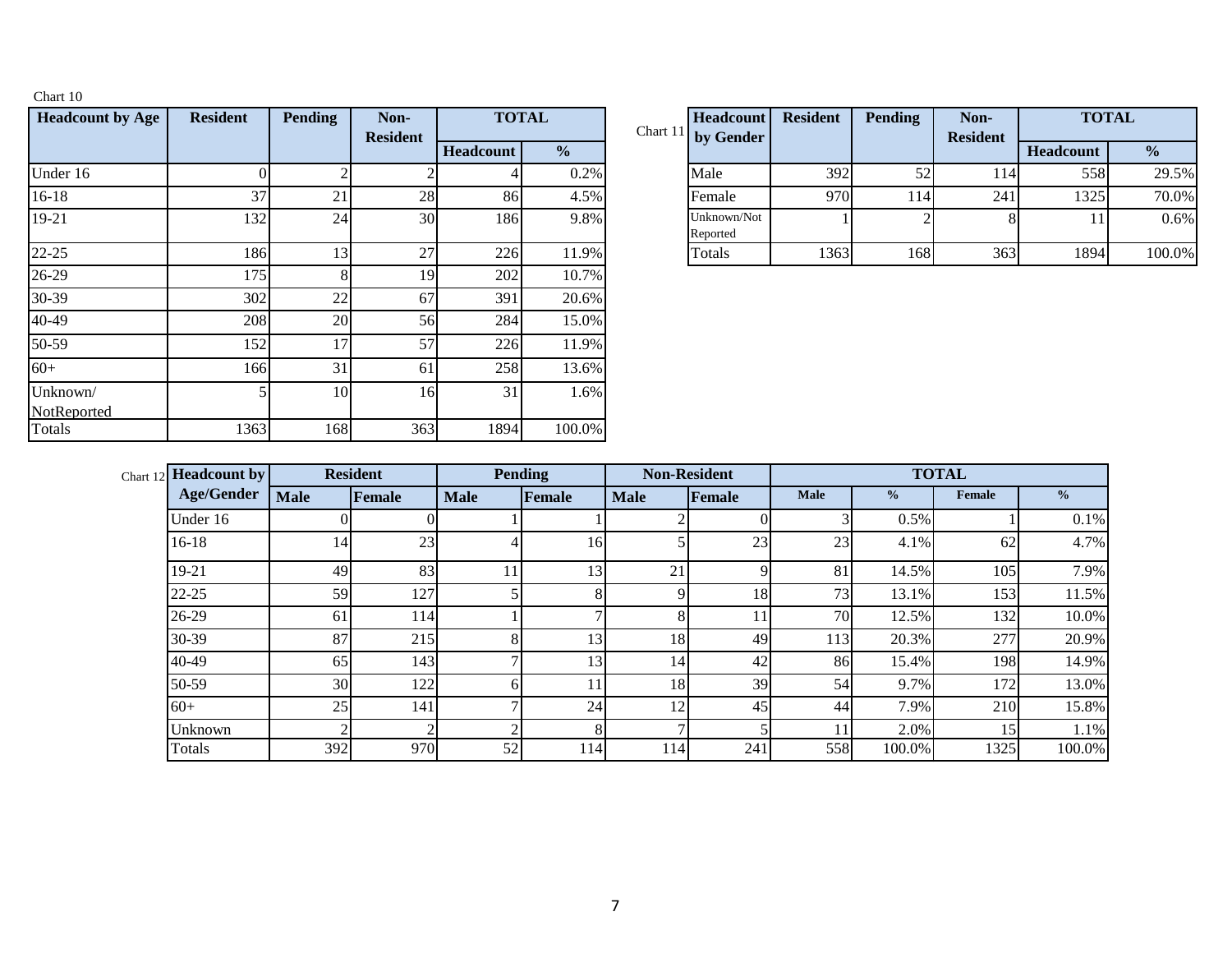Chart 10

| Headcount by Age | Resident | Pending | Non-Resident | TOTAL | |
|---|---|---|---|---|---|
| | | | | Headcount | % |
| Under 16 | 0 | 2 | 2 | 4 | 0.2% |
| 16-18 | 37 | 21 | 28 | 86 | 4.5% |
| 19-21 | 132 | 24 | 30 | 186 | 9.8% |
| 22-25 | 186 | 13 | 27 | 226 | 11.9% |
| 26-29 | 175 | 8 | 19 | 202 | 10.7% |
| 30-39 | 302 | 22 | 67 | 391 | 20.6% |
| 40-49 | 208 | 20 | 56 | 284 | 15.0% |
| 50-59 | 152 | 17 | 57 | 226 | 11.9% |
| 60+ | 166 | 31 | 61 | 258 | 13.6% |
| Unknown/ NotReported | 5 | 10 | 16 | 31 | 1.6% |
| Totals | 1363 | 168 | 363 | 1894 | 100.0% |

Chart 11

| Headcount by Gender | Resident | Pending | Non-Resident | TOTAL | |
|---|---|---|---|---|---|
| | | | | Headcount | % |
| Male | 392 | 52 | 114 | 558 | 29.5% |
| Female | 970 | 114 | 241 | 1325 | 70.0% |
| Unknown/Not Reported | 1 | 2 | 8 | 11 | 0.6% |
| Totals | 1363 | 168 | 363 | 1894 | 100.0% |

Chart 12

| Headcount by Age/Gender | Resident | | Pending | | Non-Resident | | TOTAL | | | |
|---|---|---|---|---|---|---|---|---|---|---|
| | Male | Female | Male | Female | Male | Female | Male | % | Female | % |
| Under 16 | 0 | 0 | 1 | 1 | 2 | 0 | 3 | 0.5% | 1 | 0.1% |
| 16-18 | 14 | 23 | 4 | 16 | 5 | 23 | 23 | 4.1% | 62 | 4.7% |
| 19-21 | 49 | 83 | 11 | 13 | 21 | 9 | 81 | 14.5% | 105 | 7.9% |
| 22-25 | 59 | 127 | 5 | 8 | 9 | 18 | 73 | 13.1% | 153 | 11.5% |
| 26-29 | 61 | 114 | 1 | 7 | 8 | 11 | 70 | 12.5% | 132 | 10.0% |
| 30-39 | 87 | 215 | 8 | 13 | 18 | 49 | 113 | 20.3% | 277 | 20.9% |
| 40-49 | 65 | 143 | 7 | 13 | 14 | 42 | 86 | 15.4% | 198 | 14.9% |
| 50-59 | 30 | 122 | 6 | 11 | 18 | 39 | 54 | 9.7% | 172 | 13.0% |
| 60+ | 25 | 141 | 7 | 24 | 12 | 45 | 44 | 7.9% | 210 | 15.8% |
| Unknown | 2 | 2 | 2 | 8 | 7 | 5 | 11 | 2.0% | 15 | 1.1% |
| Totals | 392 | 970 | 52 | 114 | 114 | 241 | 558 | 100.0% | 1325 | 100.0% |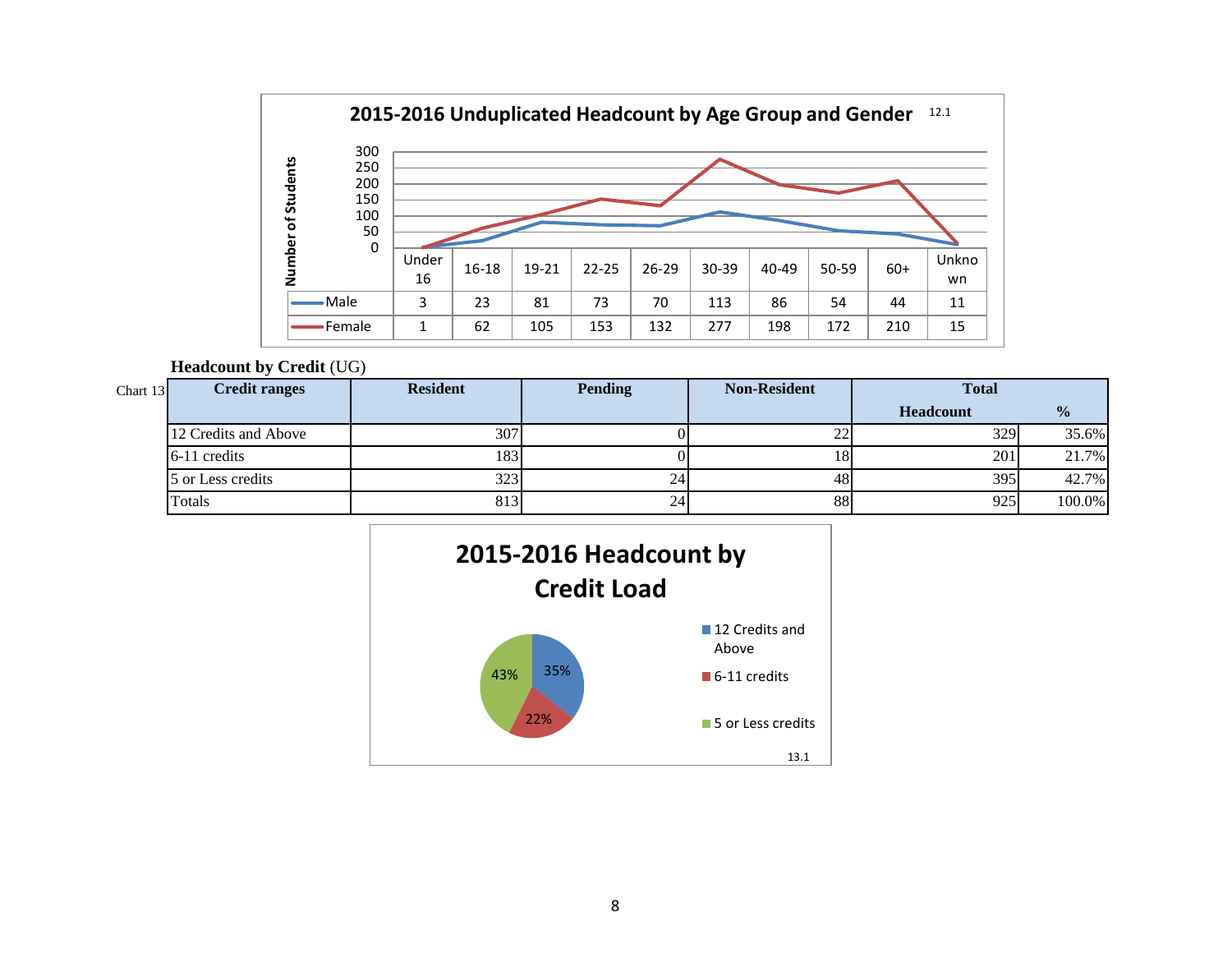## 2015-2016 Unduplicated Headcount by Age Group and Gender

12.1

| | Under 16 | 16-18 | 19-21 | 22-25 | 26-29 | 30-39 | 40-49 | 50-59 | 60+ | Unknown |
|---|---|---|---|---|---|---|---|---|---|---|
| Male | 3 | 23 | 81 | 73 | 70 | 113 | 86 | 54 | 44 | 11 |
| Female | 1 | 62 | 105 | 153 | 132 | 277 | 198 | 172 | 210 | 15 |

**Headcount by Credit** (UG)

Chart 13

| Credit ranges | Resident | Pending | Non-Resident | Total | |
|---|---|---|---|---|---|
| | | | | Headcount | % |
| 12 Credits and Above | 307 | 0 | 22 | 329 | 35.6% |
| 6-11 credits | 183 | 0 | 18 | 201 | 21.7% |
| 5 or Less credits | 323 | 24 | 48 | 395 | 42.7% |
| Totals | 813 | 24 | 88 | 925 | 100.0% |

## 2015-2016 Headcount by Credit Load

| Credit Load | % |
|---|---|
| 12 Credits and Above | 35% |
| 6-11 credits | 22% |
| 5 or Less credits | 43% |

13.1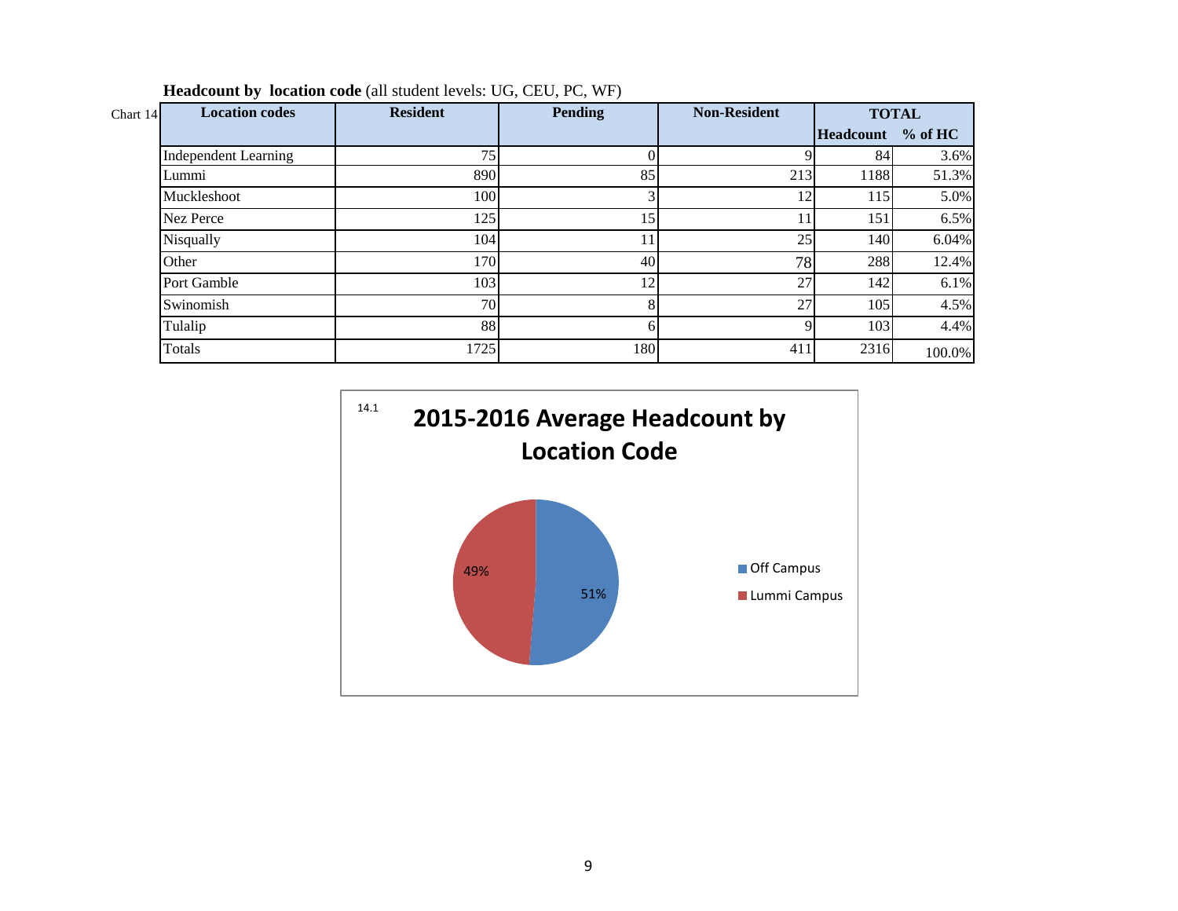**Headcount by location code** (all student levels: UG, CEU, PC, WF)

Chart 14

| Location codes | Resident | Pending | Non-Resident | TOTAL | |
|---|---|---|---|---|---|
| | | | | Headcount | % of HC |
| Independent Learning | 75 | 0 | 9 | 84 | 3.6% |
| Lummi | 890 | 85 | 213 | 1188 | 51.3% |
| Muckleshoot | 100 | 3 | 12 | 115 | 5.0% |
| Nez Perce | 125 | 15 | 11 | 151 | 6.5% |
| Nisqually | 104 | 11 | 25 | 140 | 6.04% |
| Other | 170 | 40 | 78 | 288 | 12.4% |
| Port Gamble | 103 | 12 | 27 | 142 | 6.1% |
| Swinomish | 70 | 8 | 27 | 105 | 4.5% |
| Tulalip | 88 | 6 | 9 | 103 | 4.4% |
| Totals | 1725 | 180 | 411 | 2316 | 100.0% |

14.1

**2015-2016 Average Headcount by Location Code**

- Off Campus: 51%
- Lummi Campus: 49%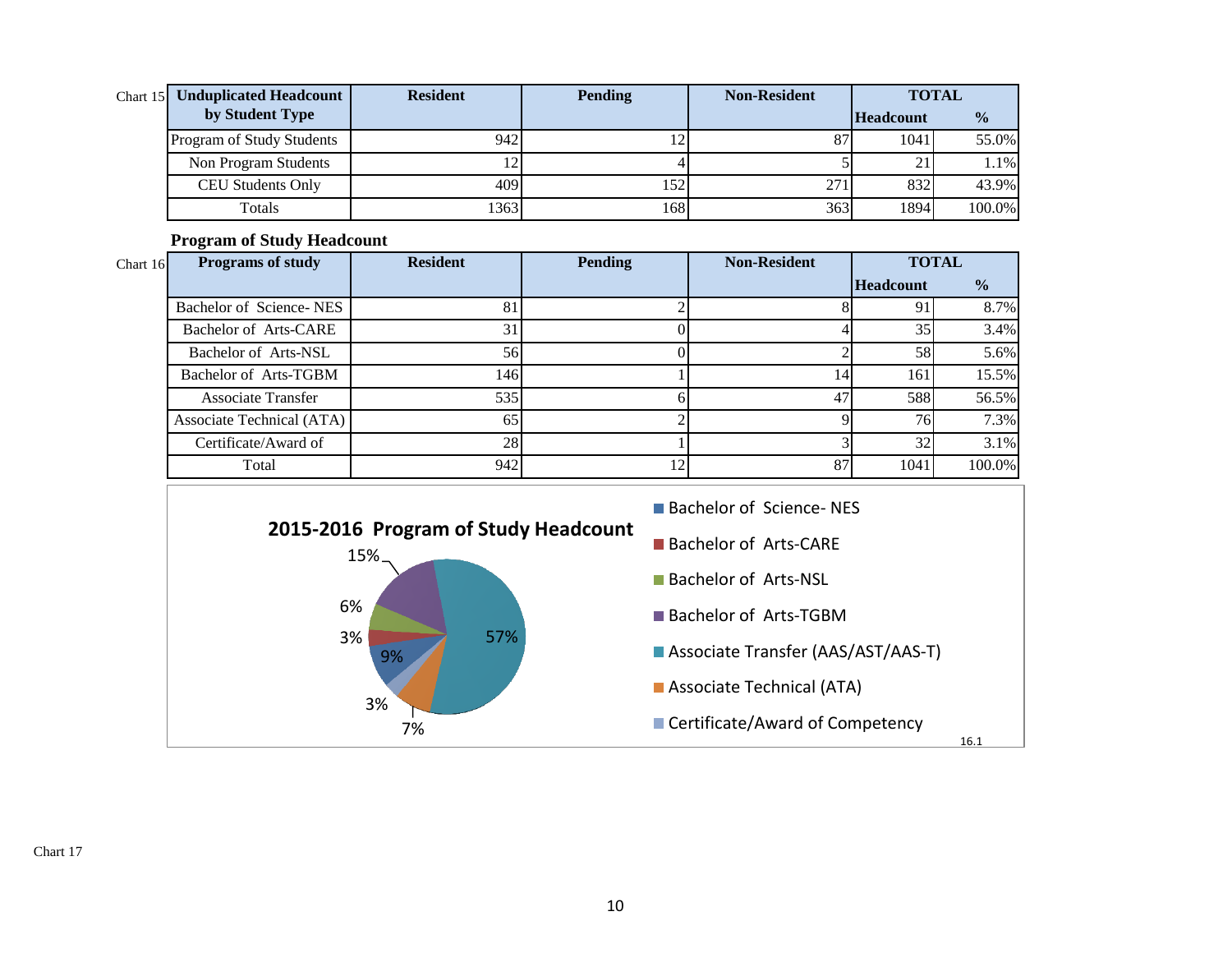Chart 15

| Unduplicated Headcount by Student Type | Resident | Pending | Non-Resident | TOTAL | |
|---|---|---|---|---|---|
| | | | | Headcount | % |
| Program of Study Students | 942 | 12 | 87 | 1041 | 55.0% |
| Non Program Students | 12 | 4 | 5 | 21 | 1.1% |
| CEU Students Only | 409 | 152 | 271 | 832 | 43.9% |
| Totals | 1363 | 168 | 363 | 1894 | 100.0% |

**Program of Study Headcount**

Chart 16

| Programs of study | Resident | Pending | Non-Resident | TOTAL | |
|---|---|---|---|---|---|
| | | | | Headcount | % |
| Bachelor of Science- NES | 81 | 2 | 8 | 91 | 8.7% |
| Bachelor of Arts-CARE | 31 | 0 | 4 | 35 | 3.4% |
| Bachelor of Arts-NSL | 56 | 0 | 2 | 58 | 5.6% |
| Bachelor of Arts-TGBM | 146 | 1 | 14 | 161 | 15.5% |
| Associate Transfer | 535 | 6 | 47 | 588 | 56.5% |
| Associate Technical (ATA) | 65 | 2 | 9 | 76 | 7.3% |
| Certificate/Award of | 28 | 1 | 3 | 32 | 3.1% |
| Total | 942 | 12 | 87 | 1041 | 100.0% |

**2015-2016 Program of Study Headcount**

- Bachelor of Science- NES: 9%
- Bachelor of Arts-CARE: 3%
- Bachelor of Arts-NSL: 6%
- Bachelor of Arts-TGBM: 15%
- Associate Transfer (AAS/AST/AAS-T): 57%
- Associate Technical (ATA): 7%
- Certificate/Award of Competency: 3%

16.1

Chart 17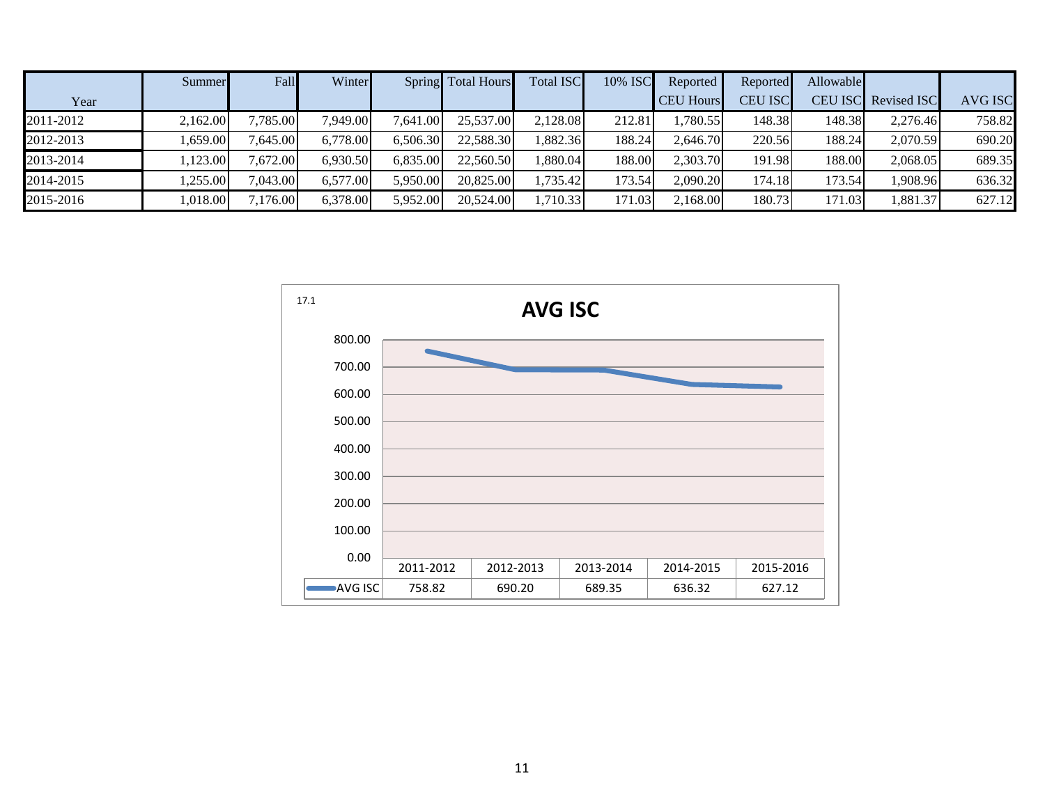| Year | Summer | Fall | Winter | Spring | Total Hours | Total ISC | 10% ISC | Reported CEU Hours | Reported CEU ISC | Allowable CEU ISC | Revised ISC | AVG ISC |
|---|---|---|---|---|---|---|---|---|---|---|---|---|
| 2011-2012 | 2,162.00 | 7,785.00 | 7,949.00 | 7,641.00 | 25,537.00 | 2,128.08 | 212.81 | 1,780.55 | 148.38 | 148.38 | 2,276.46 | 758.82 |
| 2012-2013 | 1,659.00 | 7,645.00 | 6,778.00 | 6,506.30 | 22,588.30 | 1,882.36 | 188.24 | 2,646.70 | 220.56 | 188.24 | 2,070.59 | 690.20 |
| 2013-2014 | 1,123.00 | 7,672.00 | 6,930.50 | 6,835.00 | 22,560.50 | 1,880.04 | 188.00 | 2,303.70 | 191.98 | 188.00 | 2,068.05 | 689.35 |
| 2014-2015 | 1,255.00 | 7,043.00 | 6,577.00 | 5,950.00 | 20,825.00 | 1,735.42 | 173.54 | 2,090.20 | 174.18 | 173.54 | 1,908.96 | 636.32 |
| 2015-2016 | 1,018.00 | 7,176.00 | 6,378.00 | 5,952.00 | 20,524.00 | 1,710.33 | 171.03 | 2,168.00 | 180.73 | 171.03 | 1,881.37 | 627.12 |

17.1

**AVG ISC**

800.00
700.00
600.00
500.00
400.00
300.00
200.00
100.00
0.00

2011-2012 2012-2013 2013-2014 2014-2015 2015-2016

AVG ISC 758.82 690.20 689.35 636.32 627.12